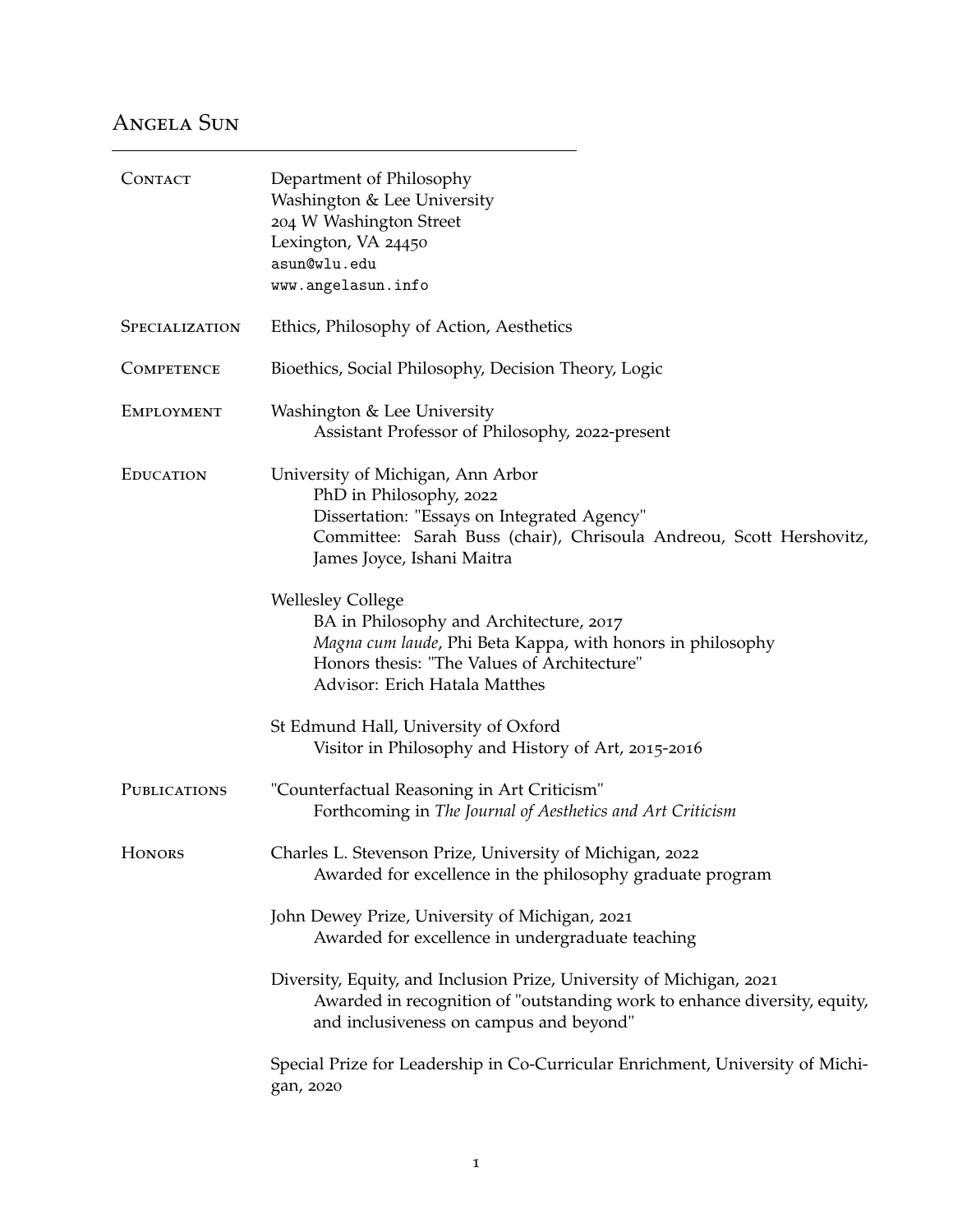# Angela Sun

## Contact

Department of Philosophy
Washington & Lee University
204 W Washington Street
Lexington, VA 24450
asun@wlu.edu
www.angelasun.info

## Specialization

Ethics, Philosophy of Action, Aesthetics

## Competence

Bioethics, Social Philosophy, Decision Theory, Logic

## Employment

Washington & Lee University
  Assistant Professor of Philosophy, 2022-present

## Education

University of Michigan, Ann Arbor
  PhD in Philosophy, 2022
  Dissertation: "Essays on Integrated Agency"
  Committee: Sarah Buss (chair), Chrisoula Andreou, Scott Hershovitz, James Joyce, Ishani Maitra

Wellesley College
  BA in Philosophy and Architecture, 2017
  *Magna cum laude*, Phi Beta Kappa, with honors in philosophy
  Honors thesis: "The Values of Architecture"
  Advisor: Erich Hatala Matthes

St Edmund Hall, University of Oxford
  Visitor in Philosophy and History of Art, 2015-2016

## Publications

"Counterfactual Reasoning in Art Criticism"
  Forthcoming in *The Journal of Aesthetics and Art Criticism*

## Honors

Charles L. Stevenson Prize, University of Michigan, 2022
  Awarded for excellence in the philosophy graduate program

John Dewey Prize, University of Michigan, 2021
  Awarded for excellence in undergraduate teaching

Diversity, Equity, and Inclusion Prize, University of Michigan, 2021
  Awarded in recognition of "outstanding work to enhance diversity, equity, and inclusiveness on campus and beyond"

Special Prize for Leadership in Co-Curricular Enrichment, University of Michigan, 2020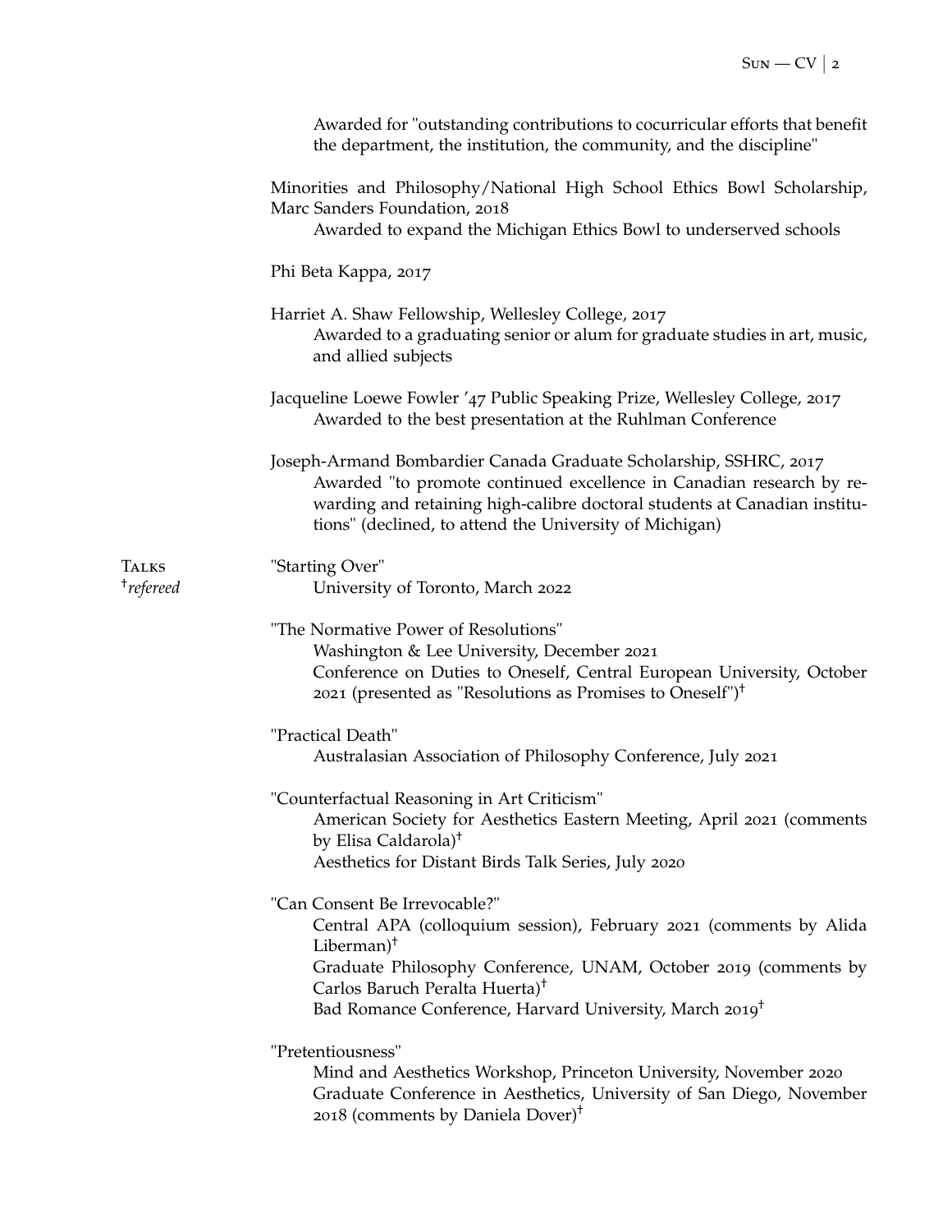Awarded for "outstanding contributions to cocurricular efforts that benefit the department, the institution, the community, and the discipline"

Minorities and Philosophy/National High School Ethics Bowl Scholarship, Marc Sanders Foundation, 2018
  Awarded to expand the Michigan Ethics Bowl to underserved schools

Phi Beta Kappa, 2017

Harriet A. Shaw Fellowship, Wellesley College, 2017
  Awarded to a graduating senior or alum for graduate studies in art, music, and allied subjects

Jacqueline Loewe Fowler '47 Public Speaking Prize, Wellesley College, 2017
  Awarded to the best presentation at the Ruhlman Conference

Joseph-Armand Bombardier Canada Graduate Scholarship, SSHRC, 2017
  Awarded "to promote continued excellence in Canadian research by rewarding and retaining high-calibre doctoral students at Canadian institutions" (declined, to attend the University of Michigan)

## Talks
*†refereed*

"Starting Over"
  University of Toronto, March 2022

"The Normative Power of Resolutions"
  Washington & Lee University, December 2021
  Conference on Duties to Oneself, Central European University, October 2021 (presented as "Resolutions as Promises to Oneself")†

"Practical Death"
  Australasian Association of Philosophy Conference, July 2021

"Counterfactual Reasoning in Art Criticism"
  American Society for Aesthetics Eastern Meeting, April 2021 (comments by Elisa Caldarola)†
  Aesthetics for Distant Birds Talk Series, July 2020

"Can Consent Be Irrevocable?"
  Central APA (colloquium session), February 2021 (comments by Alida Liberman)†
  Graduate Philosophy Conference, UNAM, October 2019 (comments by Carlos Baruch Peralta Huerta)†
  Bad Romance Conference, Harvard University, March 2019†

"Pretentiousness"
  Mind and Aesthetics Workshop, Princeton University, November 2020
  Graduate Conference in Aesthetics, University of San Diego, November 2018 (comments by Daniela Dover)†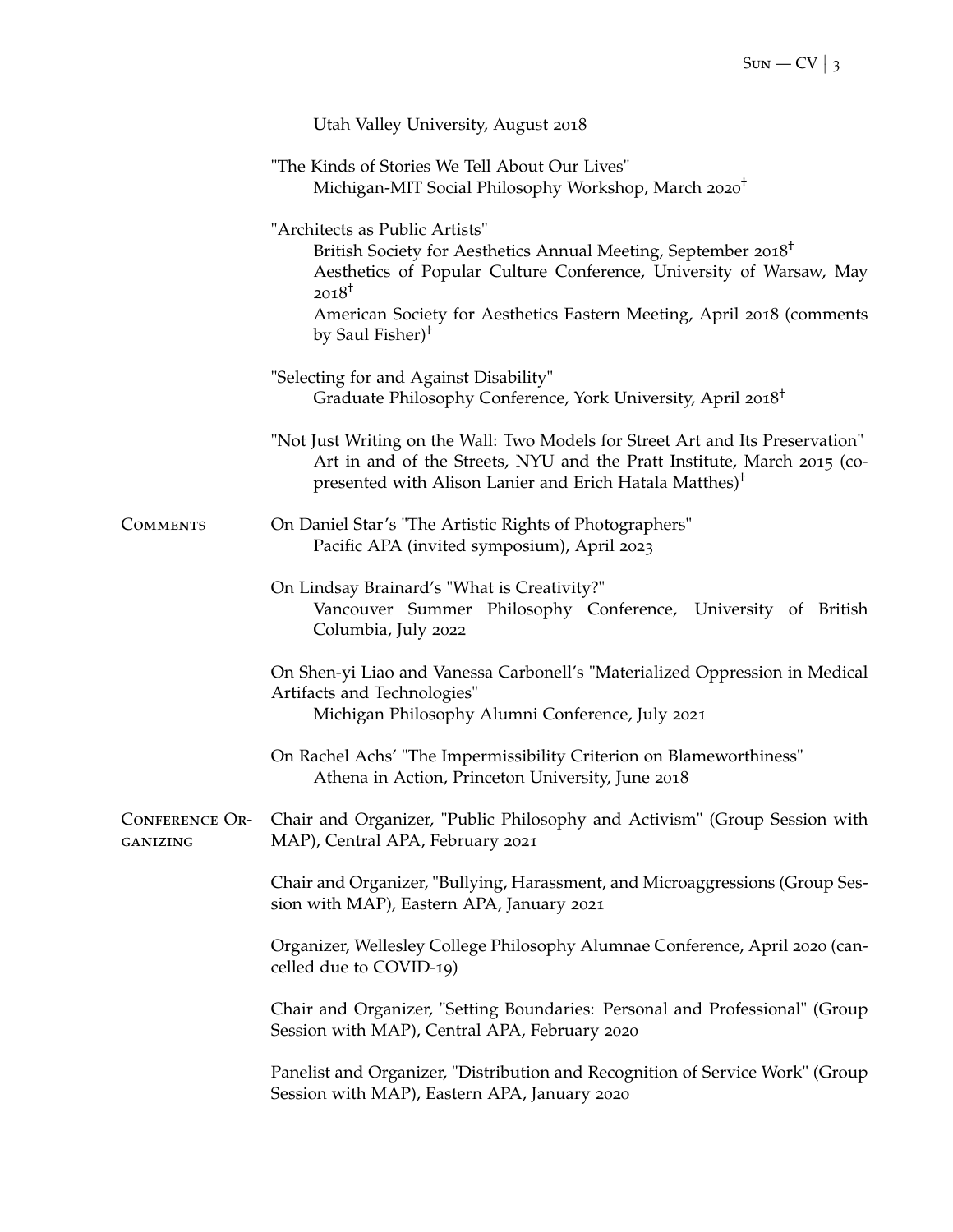Utah Valley University, August 2018

"The Kinds of Stories We Tell About Our Lives"
Michigan-MIT Social Philosophy Workshop, March 2020†

"Architects as Public Artists"
British Society for Aesthetics Annual Meeting, September 2018†
Aesthetics of Popular Culture Conference, University of Warsaw, May 2018†
American Society for Aesthetics Eastern Meeting, April 2018 (comments by Saul Fisher)†

"Selecting for and Against Disability"
Graduate Philosophy Conference, York University, April 2018†

"Not Just Writing on the Wall: Two Models for Street Art and Its Preservation"
Art in and of the Streets, NYU and the Pratt Institute, March 2015 (co-presented with Alison Lanier and Erich Hatala Matthes)†

## Comments

On Daniel Star's "The Artistic Rights of Photographers"
Pacific APA (invited symposium), April 2023

On Lindsay Brainard's "What is Creativity?"
Vancouver Summer Philosophy Conference, University of British Columbia, July 2022

On Shen-yi Liao and Vanessa Carbonell's "Materialized Oppression in Medical Artifacts and Technologies"
Michigan Philosophy Alumni Conference, July 2021

On Rachel Achs' "The Impermissibility Criterion on Blameworthiness"
Athena in Action, Princeton University, June 2018

## Conference Organizing

Chair and Organizer, "Public Philosophy and Activism" (Group Session with MAP), Central APA, February 2021

Chair and Organizer, "Bullying, Harassment, and Microaggressions (Group Session with MAP), Eastern APA, January 2021

Organizer, Wellesley College Philosophy Alumnae Conference, April 2020 (cancelled due to COVID-19)

Chair and Organizer, "Setting Boundaries: Personal and Professional" (Group Session with MAP), Central APA, February 2020

Panelist and Organizer, "Distribution and Recognition of Service Work" (Group Session with MAP), Eastern APA, January 2020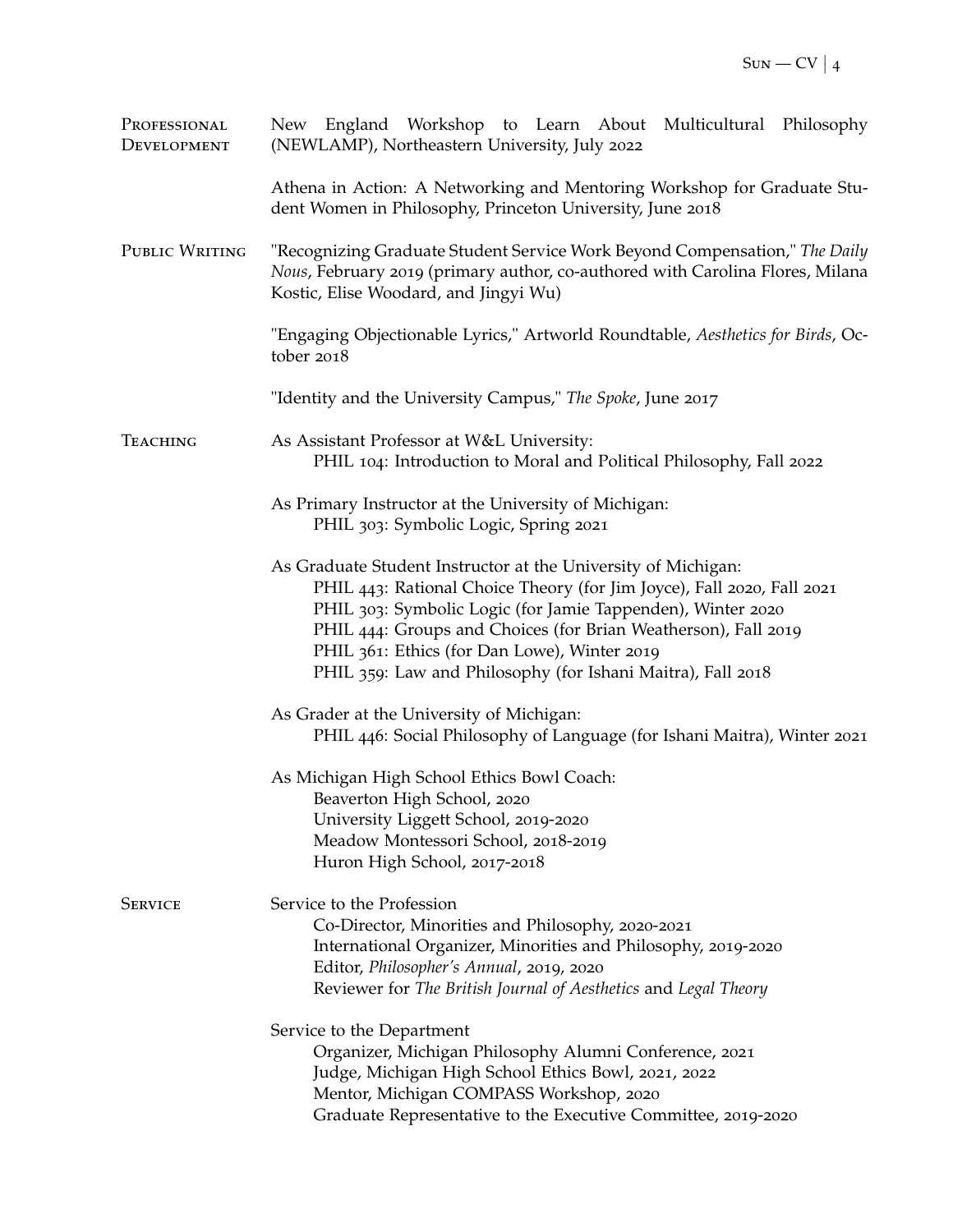## Professional Development

New England Workshop to Learn About Multicultural Philosophy (NEWLAMP), Northeastern University, July 2022

Athena in Action: A Networking and Mentoring Workshop for Graduate Student Women in Philosophy, Princeton University, June 2018

## Public Writing

"Recognizing Graduate Student Service Work Beyond Compensation," *The Daily Nous*, February 2019 (primary author, co-authored with Carolina Flores, Milana Kostic, Elise Woodard, and Jingyi Wu)

"Engaging Objectionable Lyrics," Artworld Roundtable, *Aesthetics for Birds*, October 2018

"Identity and the University Campus," *The Spoke*, June 2017

## Teaching

As Assistant Professor at W&L University:
- PHIL 104: Introduction to Moral and Political Philosophy, Fall 2022

As Primary Instructor at the University of Michigan:
- PHIL 303: Symbolic Logic, Spring 2021

As Graduate Student Instructor at the University of Michigan:
- PHIL 443: Rational Choice Theory (for Jim Joyce), Fall 2020, Fall 2021
- PHIL 303: Symbolic Logic (for Jamie Tappenden), Winter 2020
- PHIL 444: Groups and Choices (for Brian Weatherson), Fall 2019
- PHIL 361: Ethics (for Dan Lowe), Winter 2019
- PHIL 359: Law and Philosophy (for Ishani Maitra), Fall 2018

As Grader at the University of Michigan:
- PHIL 446: Social Philosophy of Language (for Ishani Maitra), Winter 2021

As Michigan High School Ethics Bowl Coach:
- Beaverton High School, 2020
- University Liggett School, 2019-2020
- Meadow Montessori School, 2018-2019
- Huron High School, 2017-2018

## Service

Service to the Profession
- Co-Director, Minorities and Philosophy, 2020-2021
- International Organizer, Minorities and Philosophy, 2019-2020
- Editor, *Philosopher's Annual*, 2019, 2020
- Reviewer for *The British Journal of Aesthetics* and *Legal Theory*

Service to the Department
- Organizer, Michigan Philosophy Alumni Conference, 2021
- Judge, Michigan High School Ethics Bowl, 2021, 2022
- Mentor, Michigan COMPASS Workshop, 2020
- Graduate Representative to the Executive Committee, 2019-2020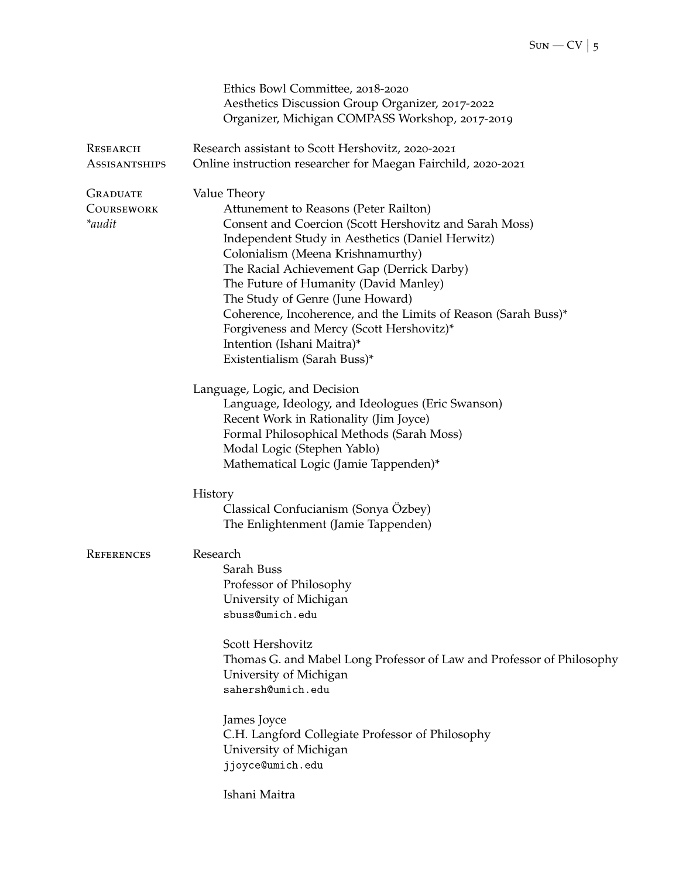Ethics Bowl Committee, 2018-2020
Aesthetics Discussion Group Organizer, 2017-2022
Organizer, Michigan COMPASS Workshop, 2017-2019

## Research Assisantships

Research assistant to Scott Hershovitz, 2020-2021
Online instruction researcher for Maegan Fairchild, 2020-2021

## Graduate Coursework

*\*audit*

**Value Theory**

- Attunement to Reasons (Peter Railton)
- Consent and Coercion (Scott Hershovitz and Sarah Moss)
- Independent Study in Aesthetics (Daniel Herwitz)
- Colonialism (Meena Krishnamurthy)
- The Racial Achievement Gap (Derrick Darby)
- The Future of Humanity (David Manley)
- The Study of Genre (June Howard)
- Coherence, Incoherence, and the Limits of Reason (Sarah Buss)*
- Forgiveness and Mercy (Scott Hershovitz)*
- Intention (Ishani Maitra)*
- Existentialism (Sarah Buss)*

**Language, Logic, and Decision**

- Language, Ideology, and Ideologues (Eric Swanson)
- Recent Work in Rationality (Jim Joyce)
- Formal Philosophical Methods (Sarah Moss)
- Modal Logic (Stephen Yablo)
- Mathematical Logic (Jamie Tappenden)*

**History**

- Classical Confucianism (Sonya Özbey)
- The Enlightenment (Jamie Tappenden)

## References

**Research**

Sarah Buss
Professor of Philosophy
University of Michigan
`sbuss@umich.edu`

Scott Hershovitz
Thomas G. and Mabel Long Professor of Law and Professor of Philosophy
University of Michigan
`sahersh@umich.edu`

James Joyce
C.H. Langford Collegiate Professor of Philosophy
University of Michigan
`jjoyce@umich.edu`

Ishani Maitra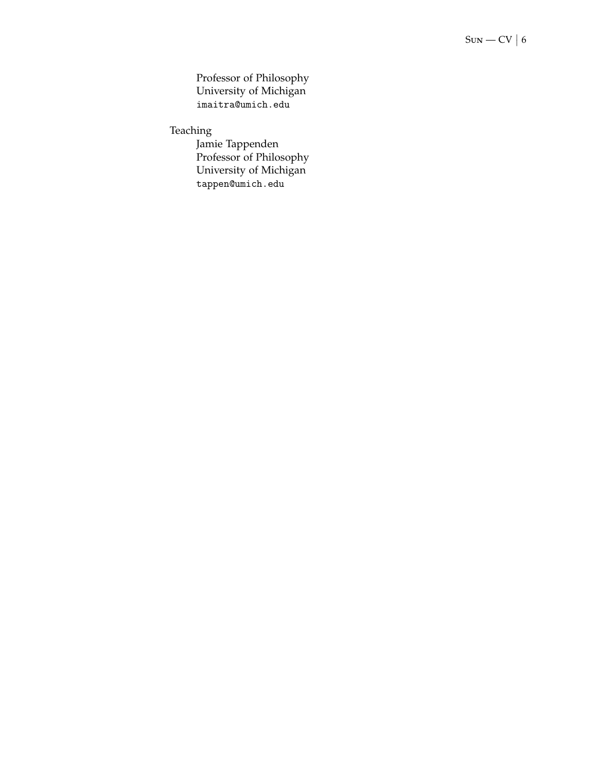Professor of Philosophy
University of Michigan
imaitra@umich.edu

Teaching

Jamie Tappenden
Professor of Philosophy
University of Michigan
tappen@umich.edu